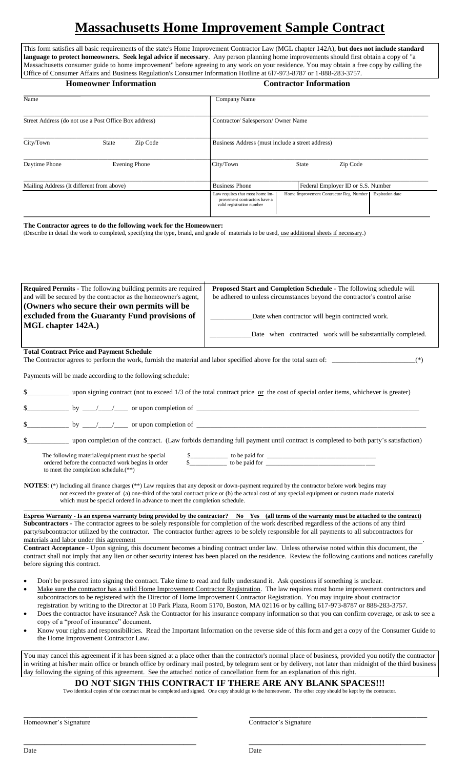# Massachusetts Home Improvement Sample Contract

This form satisfies all basic requirements of the state's Home Improvement Contractor Law (MGL chapter 142A), **but does not include standard language to protect homeowners. Seek legal advice if necessary**. Any person planning home improvements should first obtain a copy of "a Massachusetts consumer guide to home improvement" before agreeing to any work on your residence. You may obtain a free copy by calling the Office of Consumer Affairs and Business Regulation's Consumer Information Hotline at 6l7-973-8787 or 1-888-283-3757.

| **Homeowner Information** | | | **Contractor Information** | | |
|---|---|---|---|---|---|
| Name | | | Company Name | | |
| Street Address (do not use a Post Office Box address) | | | Contractor/ Salesperson/ Owner Name | | |
| City/Town | State | Zip Code | Business Address (must include a street address) | | |
| Daytime Phone | Evening Phone | | City/Town | State | Zip Code |
| Mailing Address (It different from above) | | | Business Phone | Federal Employer ID or S.S. Number | |
| | | | Law requires that most home improvement contractors have a valid registration number | Home Improvement Contractor Reg. Number | Expiration date |

**The Contractor agrees to do the following work for the Homeowner:**

(Describe in detail the work to completed, specifying the type, brand, and grade of materials to be used, use additional sheets if necessary.)

| **Required Permits** - The following building permits are required and will be secured by the contractor as the homeowner's agent, **(Owners who secure their own permits will be excluded from the Guaranty Fund provisions of MGL chapter 142A.)** | **Proposed Start and Completion Schedule** - The following schedule will be adhered to unless circumstances beyond the contractor's control arise<br><br>\_\_\_\_\_\_\_\_\_\_\_\_Date when contractor will begin contracted work.<br><br>\_\_\_\_\_\_\_\_\_\_\_\_Date when contracted work will be substantially completed. |
|---|---|

**Total Contract Price and Payment Schedule**

The Contractor agrees to perform the work, furnish the material and labor specified above for the total sum of: \_\_\_\_\_\_\_\_\_\_\_\_\_\_\_\_\_\_\_\_\_\_\_\_(*)

Payments will be made according to the following schedule:

$\_\_\_\_\_\_\_\_\_\_\_\_ upon signing contract (not to exceed 1/3 of the total contract price or the cost of special order items, whichever is greater)

$\_\_\_\_\_\_\_\_\_\_\_\_ by \_\_\_\_/\_\_\_\_/\_\_\_\_ or upon completion of \_\_\_\_\_\_\_\_\_\_\_\_\_\_\_\_\_\_\_\_\_\_\_\_\_\_\_\_\_\_\_\_\_\_\_\_\_\_\_\_\_\_\_\_

$\_\_\_\_\_\_\_\_\_\_\_\_ by \_\_\_\_/\_\_\_\_/\_\_\_\_ or upon completion of \_\_\_\_\_\_\_\_\_\_\_\_\_\_\_\_\_\_\_\_\_\_\_\_\_\_\_\_\_\_\_\_\_\_\_\_\_\_\_\_\_\_\_\_

$\_\_\_\_\_\_\_\_\_\_\_\_ upon completion of the contract. (Law forbids demanding full payment until contract is completed to both party's satisfaction)

The following material/equipment must be special ordered before the contracted work begins in order to meet the completion schedule.(**)
$\_\_\_\_\_\_\_\_\_\_\_\_ to be paid for \_\_\_\_\_\_\_\_\_\_\_\_\_\_\_\_\_\_\_\_\_\_\_\_\_\_\_\_\_\_\_\_
$\_\_\_\_\_\_\_\_\_\_\_\_ to be paid for \_\_\_\_\_\_\_\_\_\_\_\_\_\_\_\_\_\_\_\_\_\_\_\_\_\_\_\_\_\_\_\_

**NOTES**: (*) Including all finance charges (**) Law requires that any deposit or down-payment required by the contractor before work begins may not exceed the greater of (a) one-third of the total contract price or (b) the actual cost of any special equipment or custom made material which must be special ordered in advance to meet the completion schedule.

**Express Warranty - Is an express warranty being provided by the contractor? No Yes (all terms of the warranty must be attached to the contract)**

**Subcontractors** - The contractor agrees to be solely responsible for completion of the work described regardless of the actions of any third party/subcontractor utilized by the contractor. The contractor further agrees to be solely responsible for all payments to all subcontractors for materials and labor under this agreement.

**Contract Acceptance** - Upon signing, this document becomes a binding contract under law. Unless otherwise noted within this document, the contract shall not imply that any lien or other security interest has been placed on the residence. Review the following cautions and notices carefully before signing this contract.

- Don't be pressured into signing the contract. Take time to read and fully understand it. Ask questions if something is unclear.
- Make sure the contractor has a valid Home Improvement Contractor Registration. The law requires most home improvement contractors and subcontractors to be registered with the Director of Home Improvement Contractor Registration. You may inquire about contractor registration by writing to the Director at 10 Park Plaza, Room 5170, Boston, MA 02116 or by calling 617-973-8787 or 888-283-3757.
- Does the contractor have insurance? Ask the Contractor for his insurance company information so that you can confirm coverage, or ask to see a copy of a "proof of insurance" document.
- Know your rights and responsibilities. Read the Important Information on the reverse side of this form and get a copy of the Consumer Guide to the Home Improvement Contractor Law.

You may cancel this agreement if it has been signed at a place other than the contractor's normal place of business, provided you notify the contractor in writing at his/her main office or branch office by ordinary mail posted, by telegram sent or by delivery, not later than midnight of the third business day following the signing of this agreement. See the attached notice of cancellation form for an explanation of this right.

## DO NOT SIGN THIS CONTRACT IF THERE ARE ANY BLANK SPACES!!!

Two identical copies of the contract must be completed and signed. One copy should go to the homeowner. The other copy should be kept by the contractor.

\_\_\_\_\_\_\_\_\_\_\_\_\_\_\_\_\_\_\_\_\_\_\_\_\_\_\_\_\_\_ \_\_\_\_\_\_\_\_\_\_\_\_\_\_\_\_\_\_\_\_\_\_\_\_\_\_\_\_\_\_
Homeowner's Signature Contractor's Signature

\_\_\_\_\_\_\_\_\_\_\_\_\_\_\_\_\_\_\_\_\_\_\_\_\_\_\_\_\_\_ \_\_\_\_\_\_\_\_\_\_\_\_\_\_\_\_\_\_\_\_\_\_\_\_\_\_\_\_\_\_
Date Date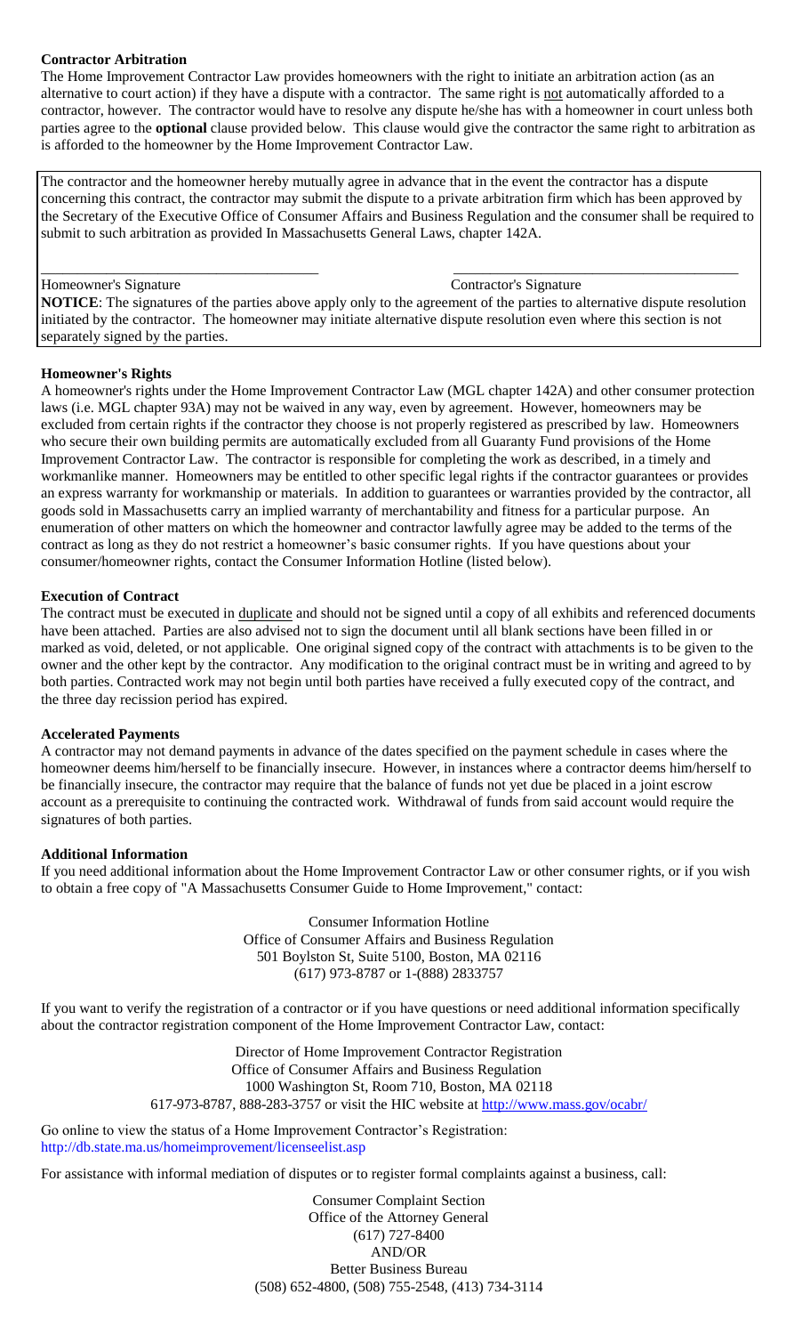**Contractor Arbitration**

The Home Improvement Contractor Law provides homeowners with the right to initiate an arbitration action (as an alternative to court action) if they have a dispute with a contractor. The same right is not automatically afforded to a contractor, however. The contractor would have to resolve any dispute he/she has with a homeowner in court unless both parties agree to the **optional** clause provided below. This clause would give the contractor the same right to arbitration as is afforded to the homeowner by the Home Improvement Contractor Law.

The contractor and the homeowner hereby mutually agree in advance that in the event the contractor has a dispute concerning this contract, the contractor may submit the dispute to a private arbitration firm which has been approved by the Secretary of the Executive Office of Consumer Affairs and Business Regulation and the consumer shall be required to submit to such arbitration as provided In Massachusetts General Laws, chapter 142A.

\_\_\_\_\_\_\_\_\_\_\_\_\_\_\_\_\_\_\_\_\_\_\_\_\_\_\_\_\_\_\_\_\_\_\_\_ \_\_\_\_\_\_\_\_\_\_\_\_\_\_\_\_\_\_\_\_\_\_\_\_\_\_\_\_\_\_\_\_\_\_\_\_

Homeowner's Signature Contractor's Signature

**NOTICE**: The signatures of the parties above apply only to the agreement of the parties to alternative dispute resolution initiated by the contractor. The homeowner may initiate alternative dispute resolution even where this section is not separately signed by the parties.

**Homeowner's Rights**

A homeowner's rights under the Home Improvement Contractor Law (MGL chapter 142A) and other consumer protection laws (i.e. MGL chapter 93A) may not be waived in any way, even by agreement. However, homeowners may be excluded from certain rights if the contractor they choose is not properly registered as prescribed by law. Homeowners who secure their own building permits are automatically excluded from all Guaranty Fund provisions of the Home Improvement Contractor Law. The contractor is responsible for completing the work as described, in a timely and workmanlike manner. Homeowners may be entitled to other specific legal rights if the contractor guarantees or provides an express warranty for workmanship or materials. In addition to guarantees or warranties provided by the contractor, all goods sold in Massachusetts carry an implied warranty of merchantability and fitness for a particular purpose. An enumeration of other matters on which the homeowner and contractor lawfully agree may be added to the terms of the contract as long as they do not restrict a homeowner's basic consumer rights. If you have questions about your consumer/homeowner rights, contact the Consumer Information Hotline (listed below).

**Execution of Contract**

The contract must be executed in duplicate and should not be signed until a copy of all exhibits and referenced documents have been attached. Parties are also advised not to sign the document until all blank sections have been filled in or marked as void, deleted, or not applicable. One original signed copy of the contract with attachments is to be given to the owner and the other kept by the contractor. Any modification to the original contract must be in writing and agreed to by both parties. Contracted work may not begin until both parties have received a fully executed copy of the contract, and the three day recission period has expired.

**Accelerated Payments**

A contractor may not demand payments in advance of the dates specified on the payment schedule in cases where the homeowner deems him/herself to be financially insecure. However, in instances where a contractor deems him/herself to be financially insecure, the contractor may require that the balance of funds not yet due be placed in a joint escrow account as a prerequisite to continuing the contracted work. Withdrawal of funds from said account would require the signatures of both parties.

**Additional Information**

If you need additional information about the Home Improvement Contractor Law or other consumer rights, or if you wish to obtain a free copy of "A Massachusetts Consumer Guide to Home Improvement," contact:

Consumer Information Hotline
Office of Consumer Affairs and Business Regulation
501 Boylston St, Suite 5100, Boston, MA 02116
(617) 973-8787 or 1-(888) 2833757

If you want to verify the registration of a contractor or if you have questions or need additional information specifically about the contractor registration component of the Home Improvement Contractor Law, contact:

Director of Home Improvement Contractor Registration
Office of Consumer Affairs and Business Regulation
1000 Washington St, Room 710, Boston, MA 02118
617-973-8787, 888-283-3757 or visit the HIC website at http://www.mass.gov/ocabr/

Go online to view the status of a Home Improvement Contractor's Registration:
http://db.state.ma.us/homeimprovement/licenseelist.asp

For assistance with informal mediation of disputes or to register formal complaints against a business, call:

Consumer Complaint Section
Office of the Attorney General
(617) 727-8400
AND/OR
Better Business Bureau
(508) 652-4800, (508) 755-2548, (413) 734-3114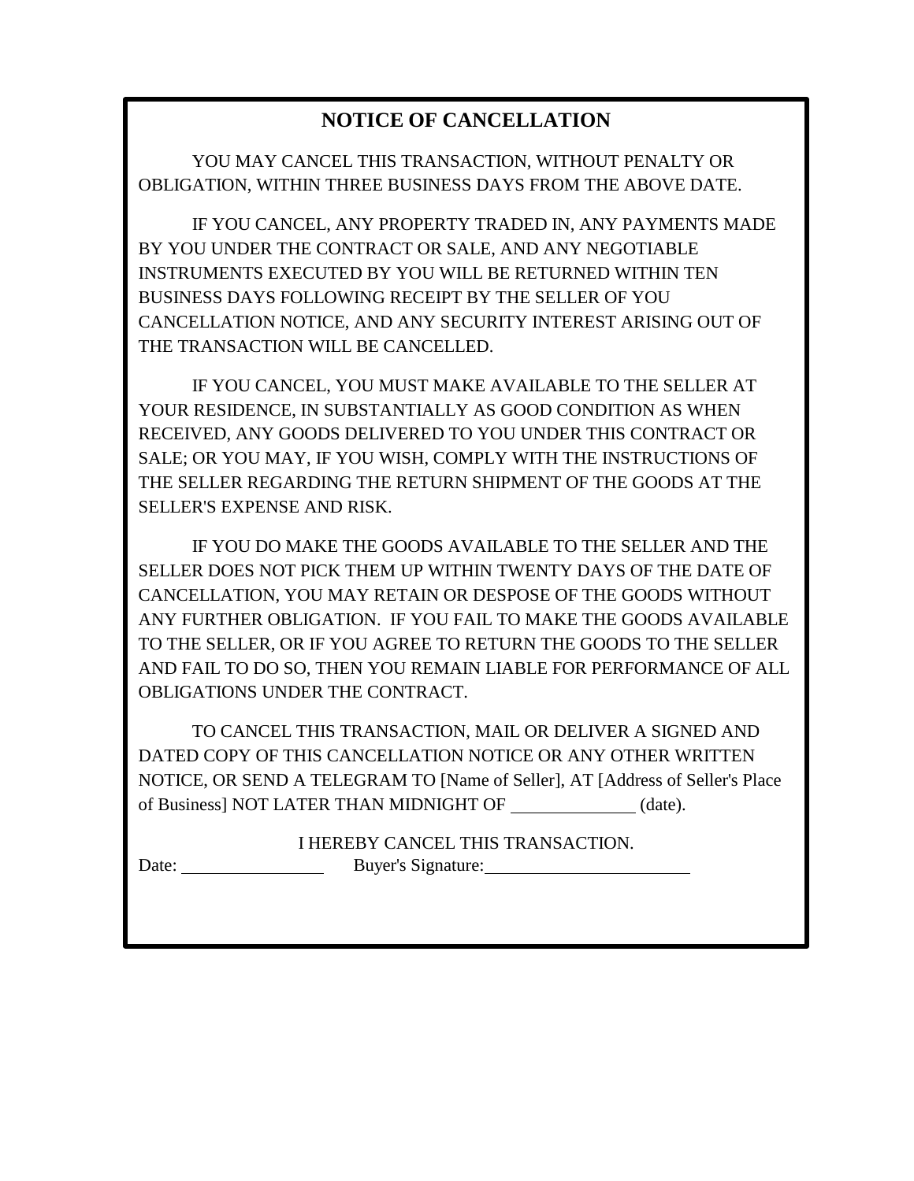## NOTICE OF CANCELLATION

YOU MAY CANCEL THIS TRANSACTION, WITHOUT PENALTY OR OBLIGATION, WITHIN THREE BUSINESS DAYS FROM THE ABOVE DATE.

IF YOU CANCEL, ANY PROPERTY TRADED IN, ANY PAYMENTS MADE BY YOU UNDER THE CONTRACT OR SALE, AND ANY NEGOTIABLE INSTRUMENTS EXECUTED BY YOU WILL BE RETURNED WITHIN TEN BUSINESS DAYS FOLLOWING RECEIPT BY THE SELLER OF YOU CANCELLATION NOTICE, AND ANY SECURITY INTEREST ARISING OUT OF THE TRANSACTION WILL BE CANCELLED.

IF YOU CANCEL, YOU MUST MAKE AVAILABLE TO THE SELLER AT YOUR RESIDENCE, IN SUBSTANTIALLY AS GOOD CONDITION AS WHEN RECEIVED, ANY GOODS DELIVERED TO YOU UNDER THIS CONTRACT OR SALE; OR YOU MAY, IF YOU WISH, COMPLY WITH THE INSTRUCTIONS OF THE SELLER REGARDING THE RETURN SHIPMENT OF THE GOODS AT THE SELLER'S EXPENSE AND RISK.

IF YOU DO MAKE THE GOODS AVAILABLE TO THE SELLER AND THE SELLER DOES NOT PICK THEM UP WITHIN TWENTY DAYS OF THE DATE OF CANCELLATION, YOU MAY RETAIN OR DESPOSE OF THE GOODS WITHOUT ANY FURTHER OBLIGATION. IF YOU FAIL TO MAKE THE GOODS AVAILABLE TO THE SELLER, OR IF YOU AGREE TO RETURN THE GOODS TO THE SELLER AND FAIL TO DO SO, THEN YOU REMAIN LIABLE FOR PERFORMANCE OF ALL OBLIGATIONS UNDER THE CONTRACT.

TO CANCEL THIS TRANSACTION, MAIL OR DELIVER A SIGNED AND DATED COPY OF THIS CANCELLATION NOTICE OR ANY OTHER WRITTEN NOTICE, OR SEND A TELEGRAM TO [Name of Seller], AT [Address of Seller's Place of Business] NOT LATER THAN MIDNIGHT OF ______________ (date).

I HEREBY CANCEL THIS TRANSACTION.

Date: ________________ Buyer's Signature: ________________________